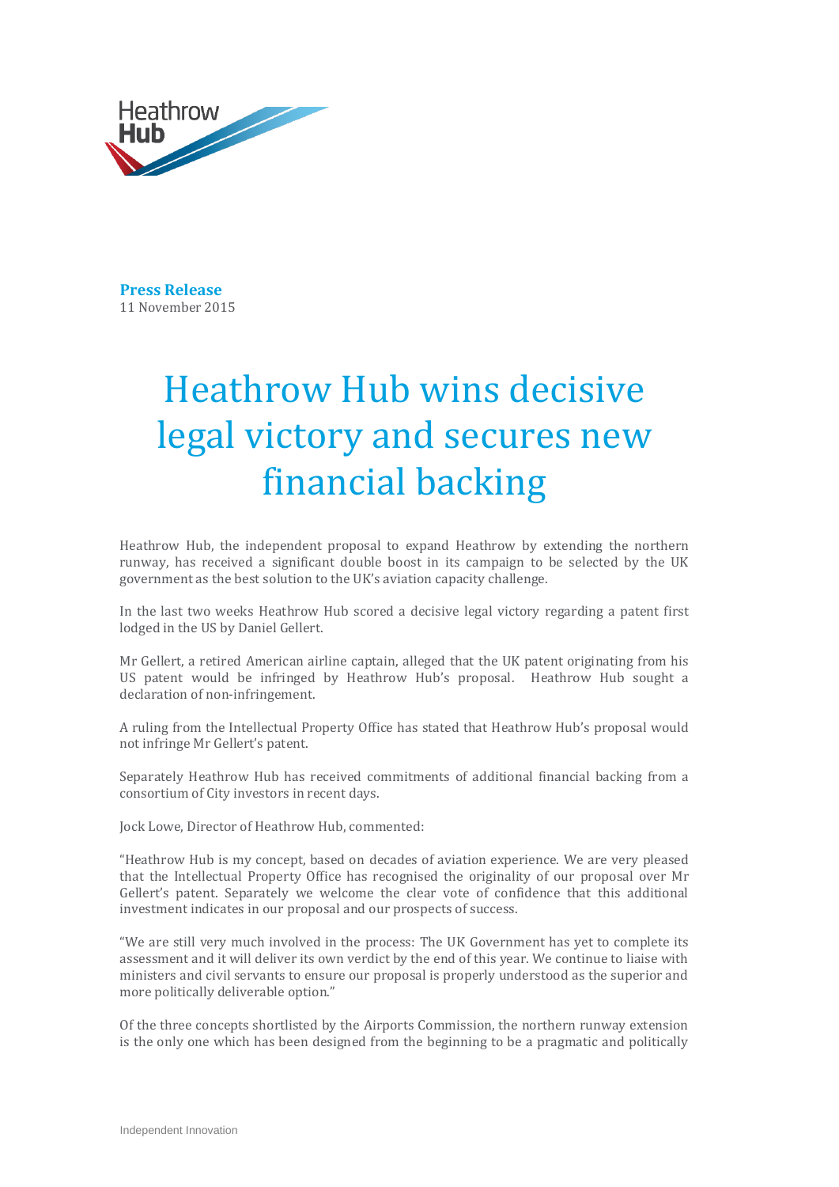Heathrow Hub

**Press Release**
11 November 2015

# Heathrow Hub wins decisive legal victory and secures new financial backing

Heathrow Hub, the independent proposal to expand Heathrow by extending the northern runway, has received a significant double boost in its campaign to be selected by the UK government as the best solution to the UK's aviation capacity challenge.

In the last two weeks Heathrow Hub scored a decisive legal victory regarding a patent first lodged in the US by Daniel Gellert.

Mr Gellert, a retired American airline captain, alleged that the UK patent originating from his US patent would be infringed by Heathrow Hub's proposal. Heathrow Hub sought a declaration of non-infringement.

A ruling from the Intellectual Property Office has stated that Heathrow Hub's proposal would not infringe Mr Gellert's patent.

Separately Heathrow Hub has received commitments of additional financial backing from a consortium of City investors in recent days.

Jock Lowe, Director of Heathrow Hub, commented:

"Heathrow Hub is my concept, based on decades of aviation experience. We are very pleased that the Intellectual Property Office has recognised the originality of our proposal over Mr Gellert's patent. Separately we welcome the clear vote of confidence that this additional investment indicates in our proposal and our prospects of success.

"We are still very much involved in the process: The UK Government has yet to complete its assessment and it will deliver its own verdict by the end of this year. We continue to liaise with ministers and civil servants to ensure our proposal is properly understood as the superior and more politically deliverable option."

Of the three concepts shortlisted by the Airports Commission, the northern runway extension is the only one which has been designed from the beginning to be a pragmatic and politically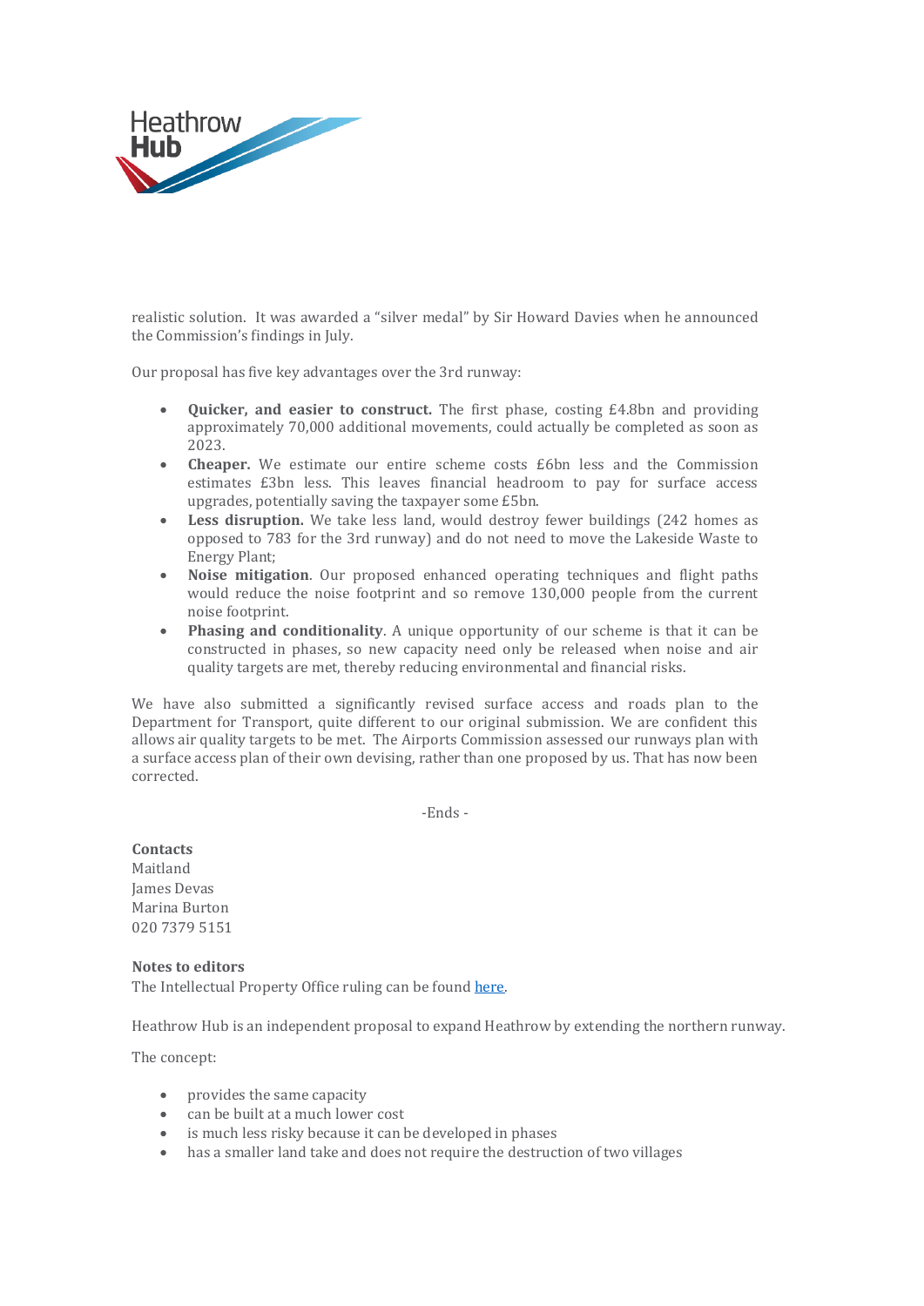realistic solution. It was awarded a "silver medal" by Sir Howard Davies when he announced the Commission's findings in July.

Our proposal has five key advantages over the 3rd runway:

- **Quicker, and easier to construct.** The first phase, costing £4.8bn and providing approximately 70,000 additional movements, could actually be completed as soon as 2023.
- **Cheaper.** We estimate our entire scheme costs £6bn less and the Commission estimates £3bn less. This leaves financial headroom to pay for surface access upgrades, potentially saving the taxpayer some £5bn.
- **Less disruption.** We take less land, would destroy fewer buildings (242 homes as opposed to 783 for the 3rd runway) and do not need to move the Lakeside Waste to Energy Plant;
- **Noise mitigation**. Our proposed enhanced operating techniques and flight paths would reduce the noise footprint and so remove 130,000 people from the current noise footprint.
- **Phasing and conditionality**. A unique opportunity of our scheme is that it can be constructed in phases, so new capacity need only be released when noise and air quality targets are met, thereby reducing environmental and financial risks.

We have also submitted a significantly revised surface access and roads plan to the Department for Transport, quite different to our original submission. We are confident this allows air quality targets to be met. The Airports Commission assessed our runways plan with a surface access plan of their own devising, rather than one proposed by us. That has now been corrected.

-Ends -

**Contacts**
Maitland
James Devas
Marina Burton
020 7379 5151

**Notes to editors**
The Intellectual Property Office ruling can be found here.

Heathrow Hub is an independent proposal to expand Heathrow by extending the northern runway.

The concept:

- provides the same capacity
- can be built at a much lower cost
- is much less risky because it can be developed in phases
- has a smaller land take and does not require the destruction of two villages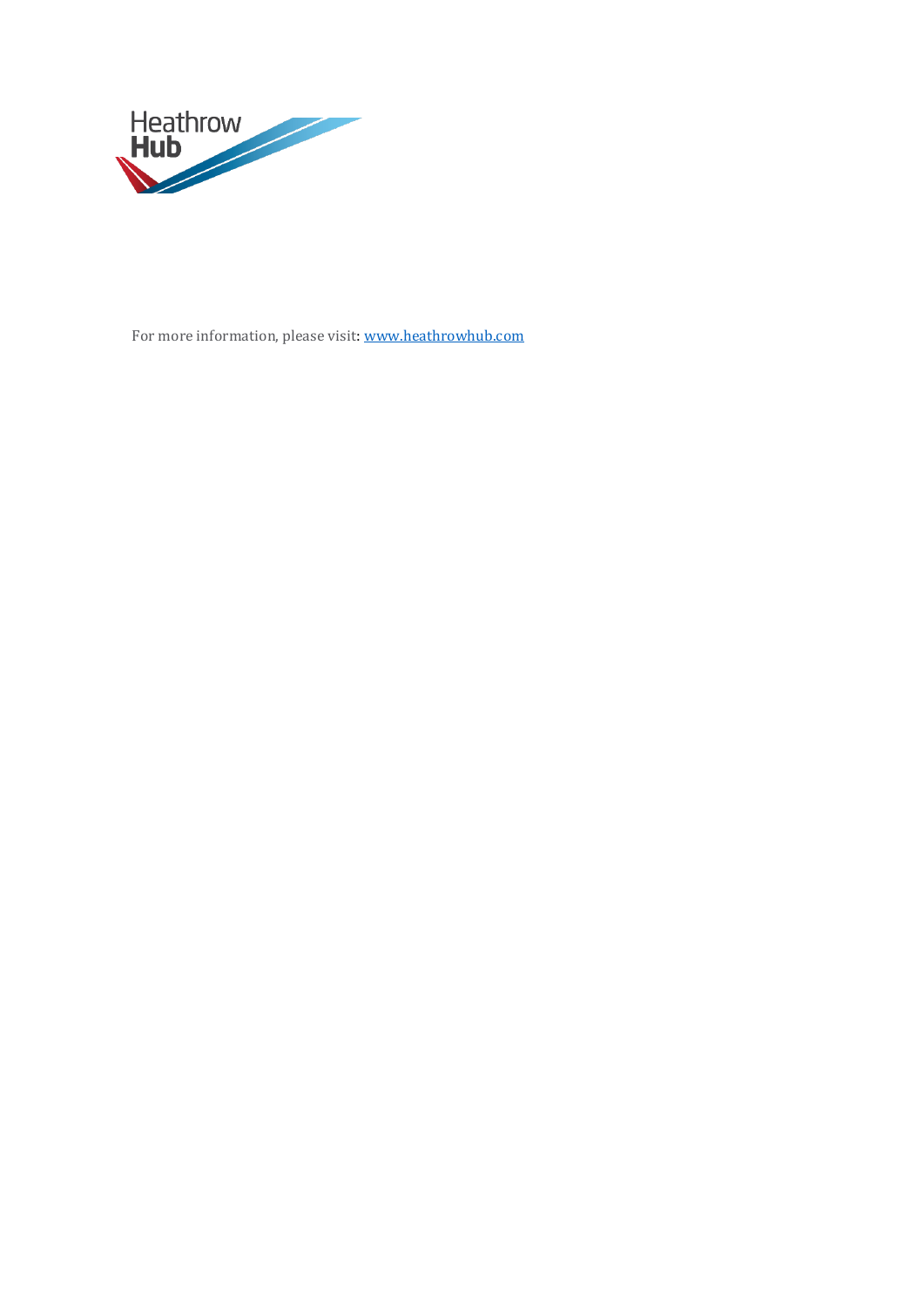Heathrow Hub

For more information, please visit: [www.heathrowhub.com](http://www.heathrowhub.com)